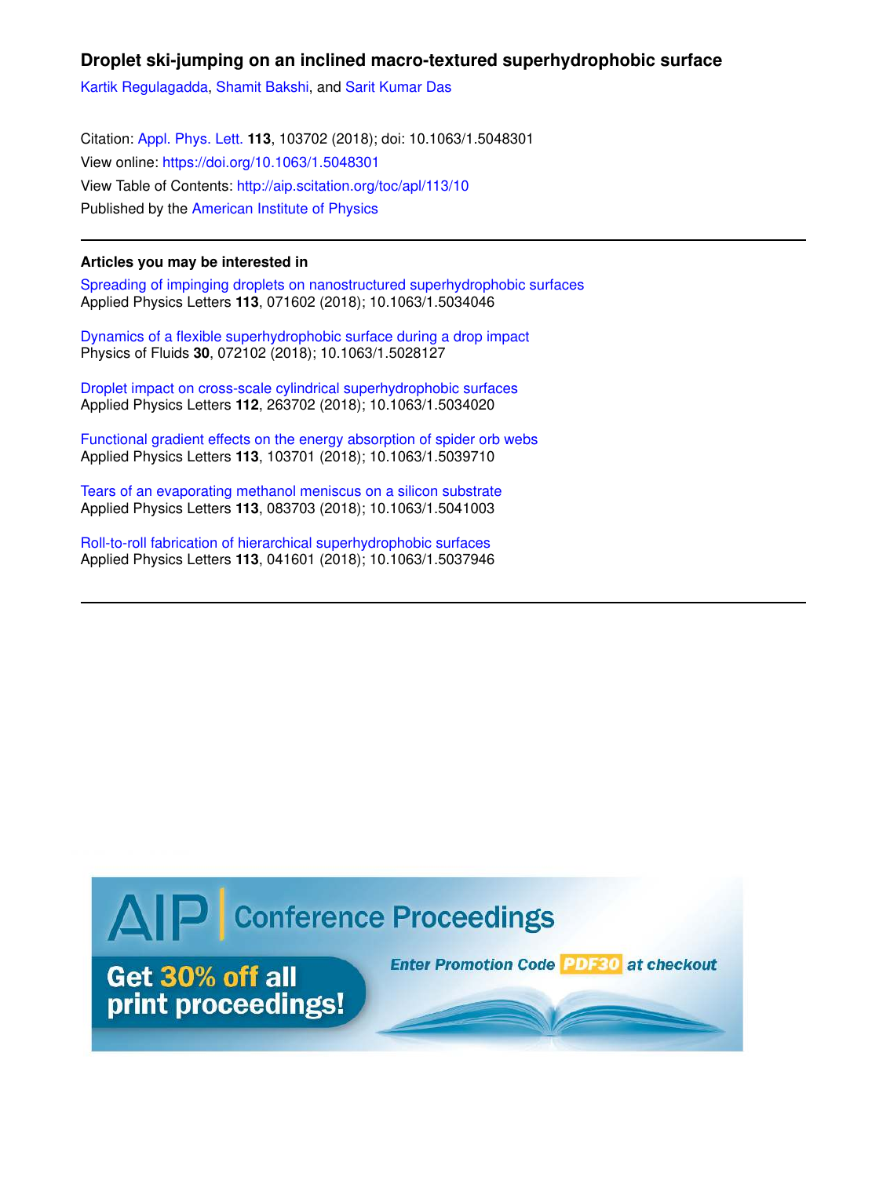# Droplet ski-jumping on an inclined macro-textured superhydrophobic surface

Kartik Regulagadda, Shamit Bakshi, and Sarit Kumar Das

Citation: Appl. Phys. Lett. **113**, 103702 (2018); doi: 10.1063/1.5048301
View online: https://doi.org/10.1063/1.5048301
View Table of Contents: http://aip.scitation.org/toc/apl/113/10
Published by the American Institute of Physics

---

## Articles you may be interested in

Spreading of impinging droplets on nanostructured superhydrophobic surfaces
Applied Physics Letters **113**, 071602 (2018); 10.1063/1.5034046

Dynamics of a flexible superhydrophobic surface during a drop impact
Physics of Fluids **30**, 072102 (2018); 10.1063/1.5028127

Droplet impact on cross-scale cylindrical superhydrophobic surfaces
Applied Physics Letters **112**, 263702 (2018); 10.1063/1.5034020

Functional gradient effects on the energy absorption of spider orb webs
Applied Physics Letters **113**, 103701 (2018); 10.1063/1.5039710

Tears of an evaporating methanol meniscus on a silicon substrate
Applied Physics Letters **113**, 083703 (2018); 10.1063/1.5041003

Roll-to-roll fabrication of hierarchical superhydrophobic surfaces
Applied Physics Letters **113**, 041601 (2018); 10.1063/1.5037946

---

AIP | Conference Proceedings

Get 30% off all print proceedings!

Enter Promotion Code PDF30 at checkout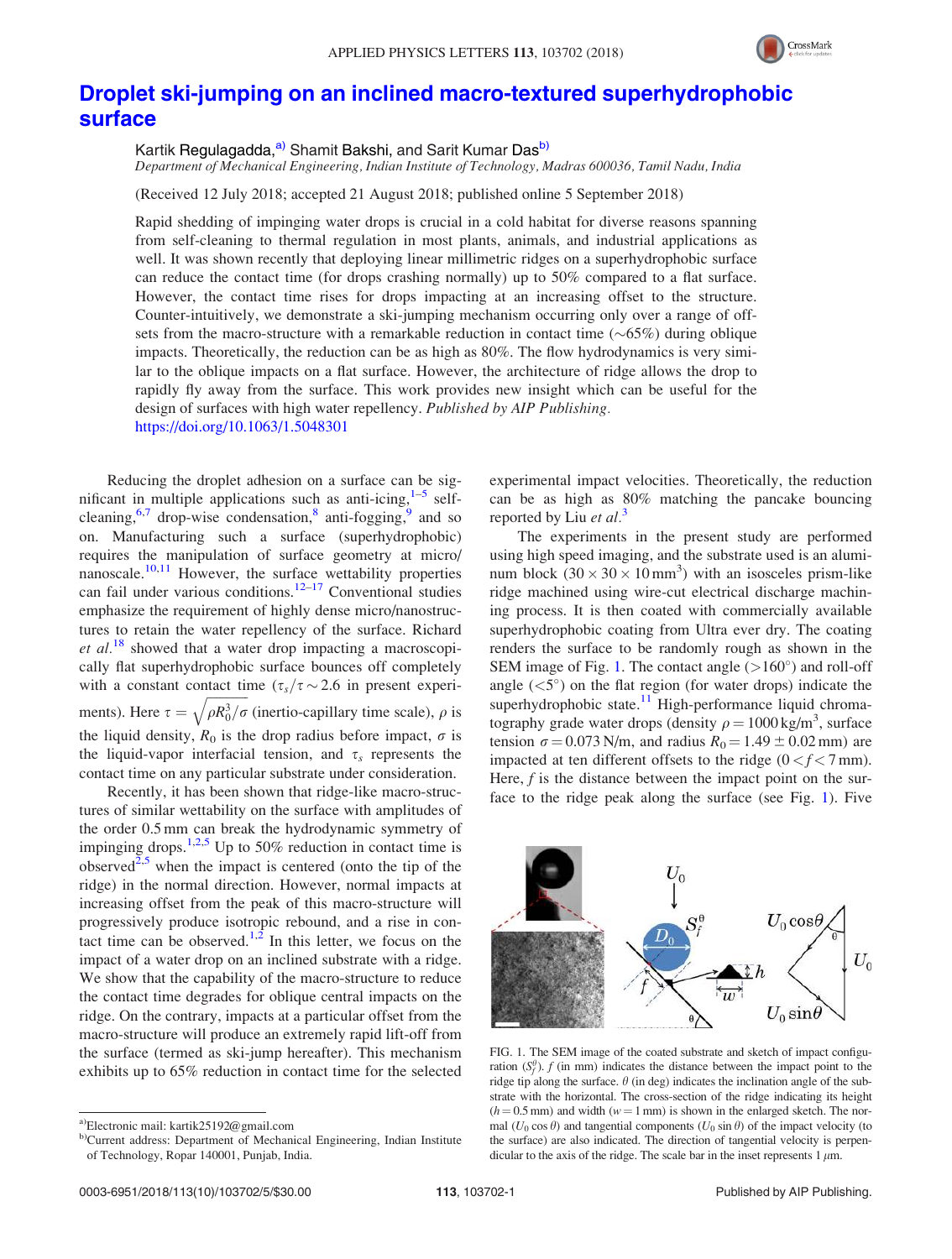# Droplet ski-jumping on an inclined macro-textured superhydrophobic surface

Kartik Regulagadda,[a)] Shamit Bakshi, and Sarit Kumar Das[b)]

*Department of Mechanical Engineering, Indian Institute of Technology, Madras 600036, Tamil Nadu, India*

(Received 12 July 2018; accepted 21 August 2018; published online 5 September 2018)

Rapid shedding of impinging water drops is crucial in a cold habitat for diverse reasons spanning from self-cleaning to thermal regulation in most plants, animals, and industrial applications as well. It was shown recently that deploying linear millimetric ridges on a superhydrophobic surface can reduce the contact time (for drops crashing normally) up to 50% compared to a flat surface. However, the contact time rises for drops impacting at an increasing offset to the structure. Counter-intuitively, we demonstrate a ski-jumping mechanism occurring only over a range of offsets from the macro-structure with a remarkable reduction in contact time (∼65%) during oblique impacts. Theoretically, the reduction can be as high as 80%. The flow hydrodynamics is very similar to the oblique impacts on a flat surface. However, the architecture of ridge allows the drop to rapidly fly away from the surface. This work provides new insight which can be useful for the design of surfaces with high water repellency. *Published by AIP Publishing.* https://doi.org/10.1063/1.5048301

Reducing the droplet adhesion on a surface can be significant in multiple applications such as anti-icing,[1–5] self-cleaning,[6,7] drop-wise condensation,[8] anti-fogging,[9] and so on. Manufacturing such a surface (superhydrophobic) requires the manipulation of surface geometry at micro/nanoscale.[10,11] However, the surface wettability properties can fail under various conditions.[12–17] Conventional studies emphasize the requirement of highly dense micro/nanostructures to retain the water repellency of the surface. Richard *et al.*[18] showed that a water drop impacting a macroscopically flat superhydrophobic surface bounces off completely with a constant contact time ($\tau_s/\tau \sim 2.6$ in present experiments). Here $\tau = \sqrt{\rho R_0^3/\sigma}$ (inertio-capillary time scale), $\rho$ is the liquid density, $R_0$ is the drop radius before impact, $\sigma$ is the liquid-vapor interfacial tension, and $\tau_s$ represents the contact time on any particular substrate under consideration.

Recently, it has been shown that ridge-like macro-structures of similar wettability on the surface with amplitudes of the order 0.5 mm can break the hydrodynamic symmetry of impinging drops.[1,2,5] Up to 50% reduction in contact time is observed[2,5] when the impact is centered (onto the tip of the ridge) in the normal direction. However, normal impacts at increasing offset from the peak of this macro-structure will progressively produce isotropic rebound, and a rise in contact time can be observed.[1,2] In this letter, we focus on the impact of a water drop on an inclined substrate with a ridge. We show that the capability of the macro-structure to reduce the contact time degrades for oblique central impacts on the ridge. On the contrary, impacts at a particular offset from the macro-structure will produce an extremely rapid lift-off from the surface (termed as ski-jump hereafter). This mechanism exhibits up to 65% reduction in contact time for the selected experimental impact velocities. Theoretically, the reduction can be as high as 80% matching the pancake bouncing reported by Liu *et al.*[3]

The experiments in the present study are performed using high speed imaging, and the substrate used is an aluminum block ($30 \times 30 \times 10\,\text{mm}^3$) with an isosceles prism-like ridge machined using wire-cut electrical discharge machining process. It is then coated with commercially available superhydrophobic coating from Ultra ever dry. The coating renders the surface to be randomly rough as shown in the SEM image of Fig. 1. The contact angle (>160°) and roll-off angle (<5°) on the flat region (for water drops) indicate the superhydrophobic state.[11] High-performance liquid chromatography grade water drops (density $\rho = 1000\,\text{kg/m}^3$, surface tension $\sigma = 0.073\,\text{N/m}$, and radius $R_0 = 1.49 \pm 0.02\,\text{mm}$) are impacted at ten different offsets to the ridge ($0 < f < 7\,\text{mm}$). Here, $f$ is the distance between the impact point on the surface to the ridge peak along the surface (see Fig. 1). Five

FIG. 1. The SEM image of the coated substrate and sketch of impact configuration ($S_f^\theta$). $f$ (in mm) indicates the distance between the impact point to the ridge tip along the surface. $\theta$ (in deg) indicates the inclination angle of the substrate with the horizontal. The cross-section of the ridge indicating its height ($h = 0.5\,\text{mm}$) and width ($w = 1\,\text{mm}$) is shown in the enlarged sketch. The normal ($U_0 \cos\theta$) and tangential components ($U_0 \sin\theta$) of the impact velocity (to the surface) are also indicated. The direction of tangential velocity is perpendicular to the axis of the ridge. The scale bar in the inset represents 1 $\mu$m.

---

a)Electronic mail: kartik25192@gmail.com

b)Current address: Department of Mechanical Engineering, Indian Institute of Technology, Ropar 140001, Punjab, India.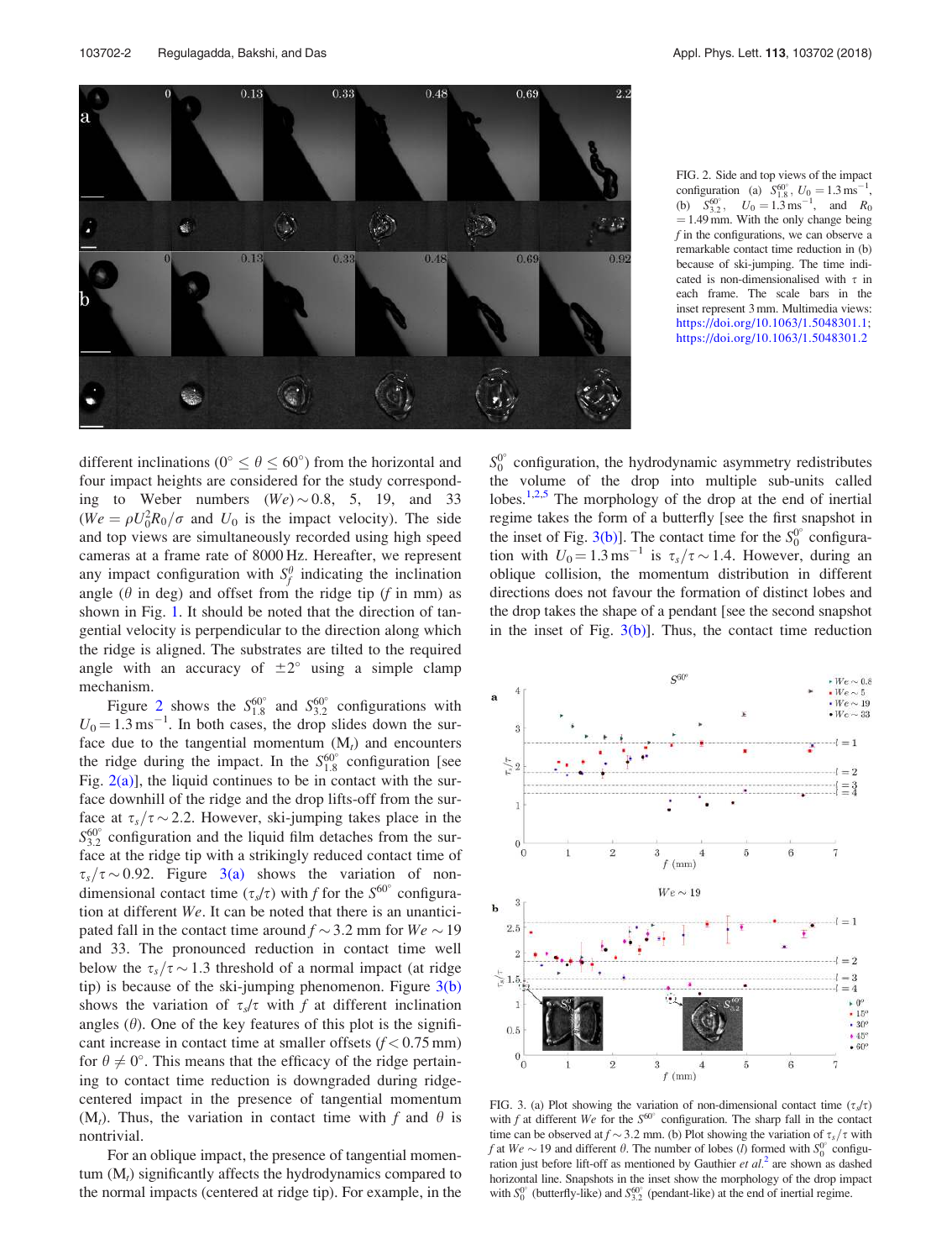FIG. 2. Side and top views of the impact configuration (a) $S^{60^\circ}_{1.8}$, $U_0 = 1.3\,\mathrm{ms}^{-1}$, (b) $S^{60^\circ}_{3.2}$, $U_0 = 1.3\,\mathrm{ms}^{-1}$, and $R_0 = 1.49\,\mathrm{mm}$. With the only change being $f$ in the configurations, we can observe a remarkable contact time reduction in (b) because of ski-jumping. The time indicated is non-dimensionalised with $\tau$ in each frame. The scale bars in the inset represent 3 mm. Multimedia views: https://doi.org/10.1063/1.5048301.1; https://doi.org/10.1063/1.5048301.2

different inclinations ($0^\circ \leq \theta \leq 60^\circ$) from the horizontal and four impact heights are considered for the study corresponding to Weber numbers $(We) \sim 0.8$, 5, 19, and 33 ($We = \rho U_0^2 R_0/\sigma$ and $U_0$ is the impact velocity). The side and top views are simultaneously recorded using high speed cameras at a frame rate of 8000 Hz. Hereafter, we represent any impact configuration with $S^\theta_f$ indicating the inclination angle ($\theta$ in deg) and offset from the ridge tip ($f$ in mm) as shown in Fig. 1. It should be noted that the direction of tangential velocity is perpendicular to the direction along which the ridge is aligned. The substrates are tilted to the required angle with an accuracy of $\pm 2^\circ$ using a simple clamp mechanism.

Figure 2 shows the $S^{60^\circ}_{1.8}$ and $S^{60^\circ}_{3.2}$ configurations with $U_0 = 1.3\,\mathrm{ms}^{-1}$. In both cases, the drop slides down the surface due to the tangential momentum ($M_t$) and encounters the ridge during the impact. In the $S^{60^\circ}_{1.8}$ configuration [see Fig. 2(a)], the liquid continues to be in contact with the surface downhill of the ridge and the drop lifts-off from the surface at $\tau_s/\tau \sim 2.2$. However, ski-jumping takes place in the $S^{60^\circ}_{3.2}$ configuration and the liquid film detaches from the surface at the ridge tip with a strikingly reduced contact time of $\tau_s/\tau \sim 0.92$. Figure 3(a) shows the variation of non-dimensional contact time ($\tau_s/\tau$) with $f$ for the $S^{60^\circ}$ configuration at different $We$. It can be noted that there is an unanticipated fall in the contact time around $f \sim 3.2$ mm for $We \sim 19$ and 33. The pronounced reduction in contact time well below the $\tau_s/\tau \sim 1.3$ threshold of a normal impact (at ridge tip) is because of the ski-jumping phenomenon. Figure 3(b) shows the variation of $\tau_s/\tau$ with $f$ at different inclination angles ($\theta$). One of the key features of this plot is the significant increase in contact time at smaller offsets ($f < 0.75$ mm) for $\theta \neq 0^\circ$. This means that the efficacy of the ridge pertaining to contact time reduction is downgraded during ridge-centered impact in the presence of tangential momentum ($M_t$). Thus, the variation in contact time with $f$ and $\theta$ is nontrivial.

For an oblique impact, the presence of tangential momentum ($M_t$) significantly affects the hydrodynamics compared to the normal impacts (centered at ridge tip). For example, in the $S^{0^\circ}_0$ configuration, the hydrodynamic asymmetry redistributes the volume of the drop into multiple sub-units called lobes.[1,2,5] The morphology of the drop at the end of inertial regime takes the form of a butterfly [see the first snapshot in the inset of Fig. 3(b)]. The contact time for the $S^{0^\circ}_0$ configuration with $U_0 = 1.3\,\mathrm{ms}^{-1}$ is $\tau_s/\tau \sim 1.4$. However, during an oblique collision, the momentum distribution in different directions does not favour the formation of distinct lobes and the drop takes the shape of a pendant [see the second snapshot in the inset of Fig. 3(b)]. Thus, the contact time reduction

FIG. 3. (a) Plot showing the variation of non-dimensional contact time ($\tau_s/\tau$) with $f$ at different $We$ for the $S^{60^\circ}$ configuration. The sharp fall in the contact time can be observed at $f \sim 3.2$ mm. (b) Plot showing the variation of $\tau_s/\tau$ with $f$ at $We \sim 19$ and different $\theta$. The number of lobes ($l$) formed with $S^{0^\circ}_0$ configuration just before lift-off as mentioned by Gauthier *et al.*[2] are shown as dashed horizontal line. Snapshots in the inset show the morphology of the drop impact with $S^{0^\circ}_0$ (butterfly-like) and $S^{60^\circ}_{3.2}$ (pendant-like) at the end of inertial regime.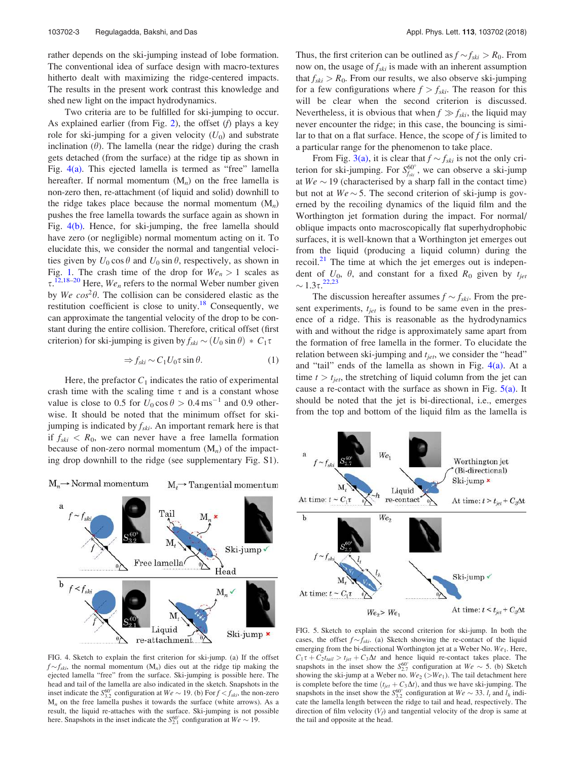rather depends on the ski-jumping instead of lobe formation. The conventional idea of surface design with macro-textures hitherto dealt with maximizing the ridge-centered impacts. The results in the present work contrast this knowledge and shed new light on the impact hydrodynamics.

Two criteria are to be fulfilled for ski-jumping to occur. As explained earlier (from Fig. 2), the offset ($f$) plays a key role for ski-jumping for a given velocity ($U_0$) and substrate inclination ($\theta$). The lamella (near the ridge) during the crash gets detached (from the surface) at the ridge tip as shown in Fig. 4(a). This ejected lamella is termed as "free" lamella hereafter. If normal momentum ($M_n$) on the free lamella is non-zero then, re-attachment (of liquid and solid) downhill to the ridge takes place because the normal momentum ($M_n$) pushes the free lamella towards the surface again as shown in Fig. 4(b). Hence, for ski-jumping, the free lamella should have zero (or negligible) normal momentum acting on it. To elucidate this, we consider the normal and tangential velocities given by $U_0 \cos\theta$ and $U_0 \sin\theta$, respectively, as shown in Fig. 1. The crash time of the drop for $We_n > 1$ scales as $\tau$.[12,18–20] Here, $We_n$ refers to the normal Weber number given by $We\, cos^2\theta$. The collision can be considered elastic as the restitution coefficient is close to unity.[18] Consequently, we can approximate the tangential velocity of the drop to be constant during the entire collision. Therefore, critical offset (first criterion) for ski-jumping is given by $f_{ski} \sim (U_0 \sin\theta) * C_1\tau$

$$\Rightarrow f_{ski} \sim C_1 U_0 \tau \sin\theta. \tag{1}$$

Here, the prefactor $C_1$ indicates the ratio of experimental crash time with the scaling time $\tau$ and is a constant whose value is close to 0.5 for $U_0 \cos\theta > 0.4\,\mathrm{ms}^{-1}$ and 0.9 otherwise. It should be noted that the minimum offset for ski-jumping is indicated by $f_{ski}$. An important remark here is that if $f_{ski} < R_0$, we can never have a free lamella formation because of non-zero normal momentum ($M_n$) of the impacting drop downhill to the ridge (see supplementary Fig. S1).

FIG. 4. Sketch to explain the first criterion for ski-jump. (a) If the offset $f \sim f_{ski}$, the normal momentum ($M_n$) dies out at the ridge tip making the ejected lamella "free" from the surface. Ski-jumping is possible here. The head and tail of the lamella are also indicated in the sketch. Snapshots in the inset indicate the $S^{60^\circ}_{3.2}$ configuration at $We \sim 19$. (b) For $f < f_{ski}$, the non-zero $M_n$ on the free lamella pushes it towards the surface (white arrows). As a result, the liquid re-attaches with the surface. Ski-jumping is not possible here. Snapshots in the inset indicate the $S^{60^\circ}_{2.1}$ configuration at $We \sim 19$.

Thus, the first criterion can be outlined as $f \sim f_{ski} > R_0$. From now on, the usage of $f_{ski}$ is made with an inherent assumption that $f_{ski} > R_0$. From our results, we also observe ski-jumping for a few configurations where $f > f_{ski}$. The reason for this will be clear when the second criterion is discussed. Nevertheless, it is obvious that when $f \gg f_{ski}$, the liquid may never encounter the ridge; in this case, the bouncing is similar to that on a flat surface. Hence, the scope of $f$ is limited to a particular range for the phenomenon to take place.

From Fig. 3(a), it is clear that $f \sim f_{ski}$ is not the only criterion for ski-jumping. For $S^{60^\circ}_{f_{ski}}$, we can observe a ski-jump at $We \sim 19$ (characterised by a sharp fall in the contact time) but not at $We \sim 5$. The second criterion of ski-jump is governed by the recoiling dynamics of the liquid film and the Worthington jet formation during the impact. For normal/oblique impacts onto macroscopically flat superhydrophobic surfaces, it is well-known that a Worthington jet emerges out from the liquid (producing a liquid column) during the recoil.[21] The time at which the jet emerges out is independent of $U_0$, $\theta$, and constant for a fixed $R_0$ given by $t_{jet} \sim 1.3\tau$.[22,23]

The discussion hereafter assumes $f \sim f_{ski}$. From the present experiments, $t_{jet}$ is found to be same even in the presence of a ridge. This is reasonable as the hydrodynamics with and without the ridge is approximately same apart from the formation of free lamella in the former. To elucidate the relation between ski-jumping and $t_{jet}$, we consider the "head" and "tail" ends of the lamella as shown in Fig. 4(a). At a time $t > t_{jet}$, the stretching of liquid column from the jet can cause a re-contact with the surface as shown in Fig. 5(a). It should be noted that the jet is bi-directional, i.e., emerges from the top and bottom of the liquid film as the lamella is

FIG. 5. Sketch to explain the second criterion for ski-jump. In both the cases, the offset $f \sim f_{ski}$. (a) Sketch showing the re-contact of the liquid emerging from the bi-directional Worthington jet at a Weber No. $We_1$. Here, $C_1\tau + C_2 t_{tail} > t_{jet} + C_3\Delta t$ and hence liquid re-contact takes place. The snapshots in the inset show the $S^{60^\circ}_{2.7}$ configuration at $We \sim 5$. (b) Sketch showing the ski-jump at a Weber no. $We_2$ ($> We_1$). The tail detachment here is complete before the time ($t_{jet} + C_3\Delta t$), and thus we have ski-jumping. The snapshots in the inset show the $S^{60^\circ}_{3.2}$ configuration at $We \sim 33$. $l_t$ and $l_h$ indicate the lamella length between the ridge to tail and head, respectively. The direction of film velocity ($V_f$) and tangential velocity of the drop is same at the tail and opposite at the head.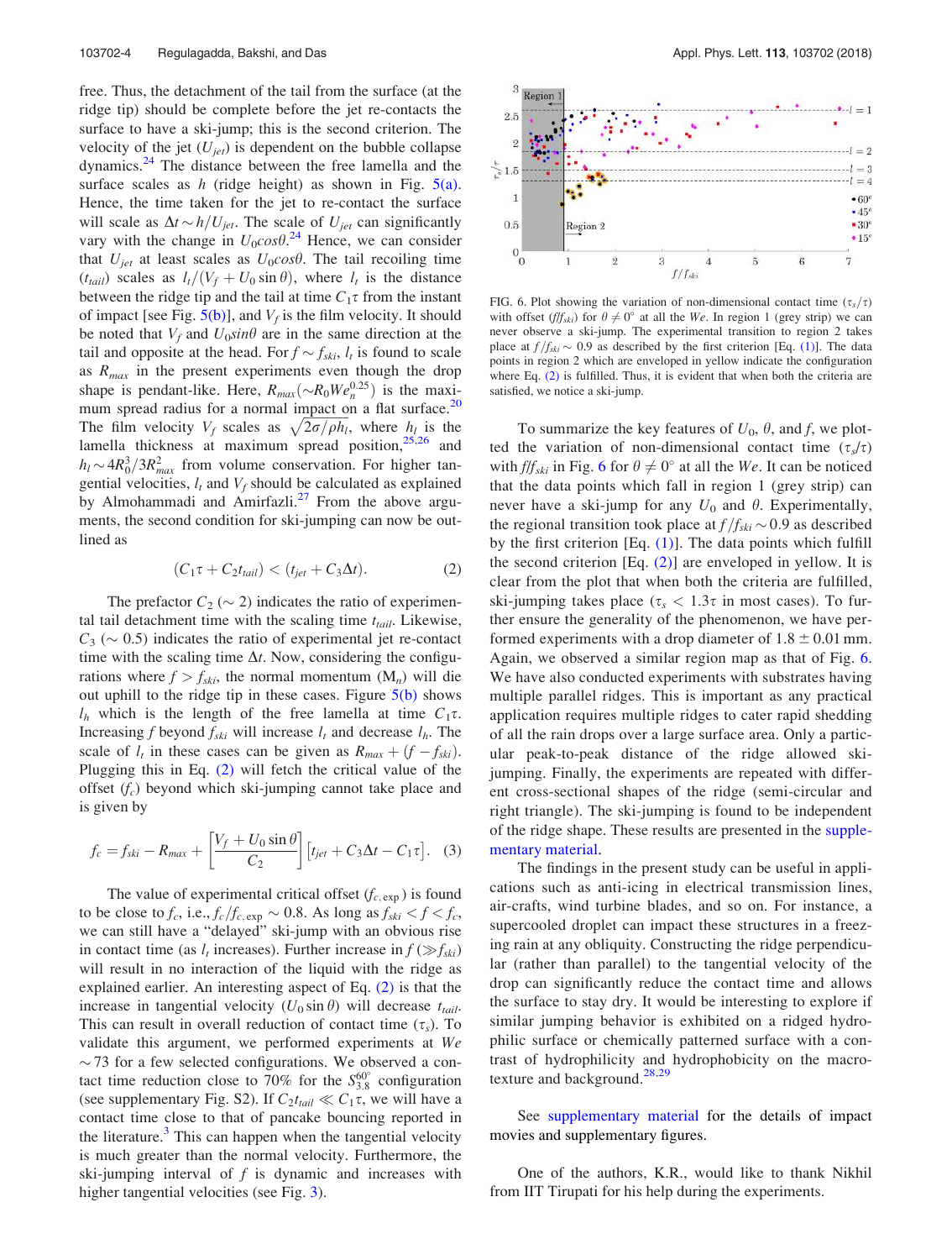free. Thus, the detachment of the tail from the surface (at the ridge tip) should be complete before the jet re-contacts the surface to have a ski-jump; this is the second criterion. The velocity of the jet ($U_{jet}$) is dependent on the bubble collapse dynamics.[24] The distance between the free lamella and the surface scales as $h$ (ridge height) as shown in Fig. 5(a). Hence, the time taken for the jet to re-contact the surface will scale as $\Delta t \sim h/U_{jet}$. The scale of $U_{jet}$ can significantly vary with the change in $U_0 cos\theta$.[24] Hence, we can consider that $U_{jet}$ at least scales as $U_0 cos\theta$. The tail recoiling time ($t_{tail}$) scales as $l_t/(V_f + U_0 \sin\theta)$, where $l_t$ is the distance between the ridge tip and the tail at time $C_1\tau$ from the instant of impact [see Fig. 5(b)], and $V_f$ is the film velocity. It should be noted that $V_f$ and $U_0 sin\theta$ are in the same direction at the tail and opposite at the head. For $f \sim f_{ski}$, $l_t$ is found to scale as $R_{max}$ in the present experiments even though the drop shape is pendant-like. Here, $R_{max}(\sim R_0 We_n^{0.25})$ is the maximum spread radius for a normal impact on a flat surface.[20] The film velocity $V_f$ scales as $\sqrt{2\sigma/\rho h_l}$, where $h_l$ is the lamella thickness at maximum spread position,[25,26] and $h_l \sim 4R_0^3/3R_{max}^2$ from volume conservation. For higher tangential velocities, $l_t$ and $V_f$ should be calculated as explained by Almohammadi and Amirfazli.[27] From the above arguments, the second condition for ski-jumping can now be outlined as

$$(C_1\tau + C_2 t_{tail}) < (t_{jet} + C_3\Delta t). \tag{2}$$

The prefactor $C_2$ ($\sim 2$) indicates the ratio of experimental tail detachment time with the scaling time $t_{tail}$. Likewise, $C_3$ ($\sim 0.5$) indicates the ratio of experimental jet re-contact time with the scaling time $\Delta t$. Now, considering the configurations where $f > f_{ski}$, the normal momentum ($M_n$) will die out uphill to the ridge tip in these cases. Figure 5(b) shows $l_h$ which is the length of the free lamella at time $C_1\tau$. Increasing $f$ beyond $f_{ski}$ will increase $l_t$ and decrease $l_h$. The scale of $l_t$ in these cases can be given as $R_{max} + (f - f_{ski})$. Plugging this in Eq. (2) will fetch the critical value of the offset ($f_c$) beyond which ski-jumping cannot take place and is given by

$$f_c = f_{ski} - R_{max} + \left[\frac{V_f + U_0 \sin\theta}{C_2}\right]\left[t_{jet} + C_3\Delta t - C_1\tau\right]. \tag{3}$$

The value of experimental critical offset ($f_{c,\exp}$) is found to be close to $f_c$, i.e., $f_c/f_{c,\exp} \sim 0.8$. As long as $f_{ski} < f < f_c$, we can still have a "delayed" ski-jump with an obvious rise in contact time (as $l_t$ increases). Further increase in $f$ ($\gg f_{ski}$) will result in no interaction of the liquid with the ridge as explained earlier. An interesting aspect of Eq. (2) is that the increase in tangential velocity ($U_0 \sin\theta$) will decrease $t_{tail}$. This can result in overall reduction of contact time ($\tau_s$). To validate this argument, we performed experiments at $We \sim 73$ for a few selected configurations. We observed a contact time reduction close to 70% for the $S_{3.8}^{60^\circ}$ configuration (see supplementary Fig. S2). If $C_2 t_{tail} \ll C_1\tau$, we will have a contact time close to that of pancake bouncing reported in the literature.[3] This can happen when the tangential velocity is much greater than the normal velocity. Furthermore, the ski-jumping interval of $f$ is dynamic and increases with higher tangential velocities (see Fig. 3).

FIG. 6. Plot showing the variation of non-dimensional contact time ($\tau_s/\tau$) with offset ($f/f_{ski}$) for $\theta \neq 0^\circ$ at all the $We$. In region 1 (grey strip) we can never observe a ski-jump. The experimental transition to region 2 takes place at $f/f_{ski} \sim 0.9$ as described by the first criterion [Eq. (1)]. The data points in region 2 which are enveloped in yellow indicate the configuration where Eq. (2) is fulfilled. Thus, it is evident that when both the criteria are satisfied, we notice a ski-jump.

To summarize the key features of $U_0$, $\theta$, and $f$, we plotted the variation of non-dimensional contact time ($\tau_s/\tau$) with $f/f_{ski}$ in Fig. 6 for $\theta \neq 0^\circ$ at all the $We$. It can be noticed that the data points which fall in region 1 (grey strip) can never have a ski-jump for any $U_0$ and $\theta$. Experimentally, the regional transition took place at $f/f_{ski} \sim 0.9$ as described by the first criterion [Eq. (1)]. The data points which fulfill the second criterion [Eq. (2)] are enveloped in yellow. It is clear from the plot that when both the criteria are fulfilled, ski-jumping takes place ($\tau_s < 1.3\tau$ in most cases). To further ensure the generality of the phenomenon, we have performed experiments with a drop diameter of $1.8 \pm 0.01$ mm. Again, we observed a similar region map as that of Fig. 6. We have also conducted experiments with substrates having multiple parallel ridges. This is important as any practical application requires multiple ridges to cater rapid shedding of all the rain drops over a large surface area. Only a particular peak-to-peak distance of the ridge allowed ski-jumping. Finally, the experiments are repeated with different cross-sectional shapes of the ridge (semi-circular and right triangle). The ski-jumping is found to be independent of the ridge shape. These results are presented in the supplementary material.

The findings in the present study can be useful in applications such as anti-icing in electrical transmission lines, air-crafts, wind turbine blades, and so on. For instance, a supercooled droplet can impact these structures in a freezing rain at any obliquity. Constructing the ridge perpendicular (rather than parallel) to the tangential velocity of the drop can significantly reduce the contact time and allows the surface to stay dry. It would be interesting to explore if similar jumping behavior is exhibited on a ridged hydrophilic surface or chemically patterned surface with a contrast of hydrophilicity and hydrophobicity on the macrotexture and background.[28,29]

See supplementary material for the details of impact movies and supplementary figures.

One of the authors, K.R., would like to thank Nikhil from IIT Tirupati for his help during the experiments.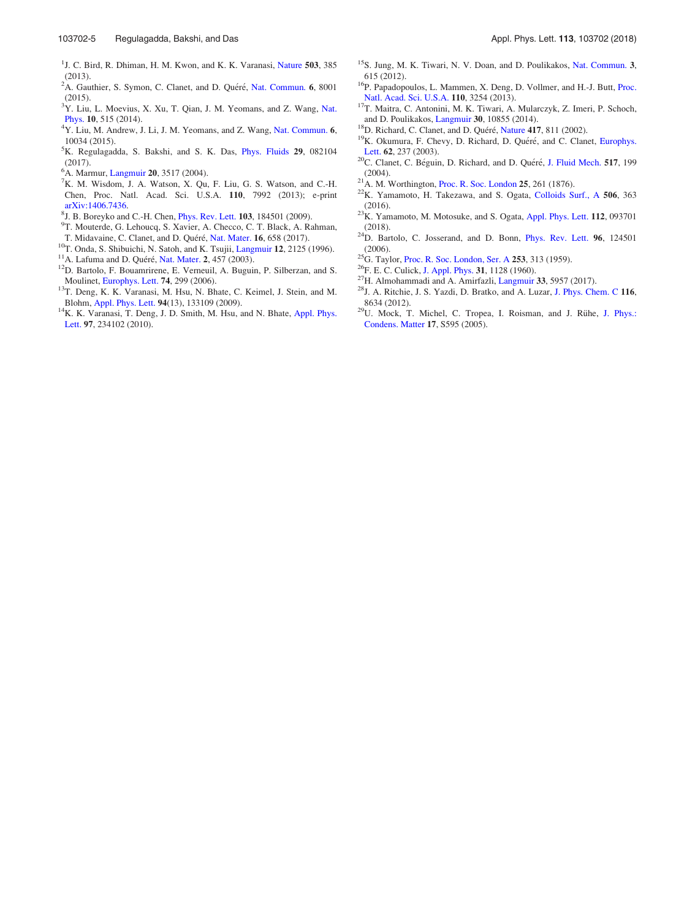[1] J. C. Bird, R. Dhiman, H. M. Kwon, and K. K. Varanasi, Nature **503**, 385 (2013).

[2] A. Gauthier, S. Symon, C. Clanet, and D. Quéré, Nat. Commun. **6**, 8001 (2015).

[3] Y. Liu, L. Moevius, X. Xu, T. Qian, J. M. Yeomans, and Z. Wang, Nat. Phys. **10**, 515 (2014).

[4] Y. Liu, M. Andrew, J. Li, J. M. Yeomans, and Z. Wang, Nat. Commun. **6**, 10034 (2015).

[5] K. Regulagadda, S. Bakshi, and S. K. Das, Phys. Fluids **29**, 082104 (2017).

[6] A. Marmur, Langmuir **20**, 3517 (2004).

[7] K. M. Wisdom, J. A. Watson, X. Qu, F. Liu, G. S. Watson, and C.-H. Chen, Proc. Natl. Acad. Sci. U.S.A. **110**, 7992 (2013); e-print arXiv:1406.7436.

[8] J. B. Boreyko and C.-H. Chen, Phys. Rev. Lett. **103**, 184501 (2009).

[9] T. Mouterde, G. Lehoucq, S. Xavier, A. Checco, C. T. Black, A. Rahman, T. Midavaine, C. Clanet, and D. Quéré, Nat. Mater. **16**, 658 (2017).

[10] T. Onda, S. Shibuichi, N. Satoh, and K. Tsujii, Langmuir **12**, 2125 (1996).

[11] A. Lafuma and D. Quéré, Nat. Mater. **2**, 457 (2003).

[12] D. Bartolo, F. Bouamrirene, E. Verneuil, A. Buguin, P. Silberzan, and S. Moulinet, Europhys. Lett. **74**, 299 (2006).

[13] T. Deng, K. K. Varanasi, M. Hsu, N. Bhate, C. Keimel, J. Stein, and M. Blohm, Appl. Phys. Lett. **94**(13), 133109 (2009).

[14] K. K. Varanasi, T. Deng, J. D. Smith, M. Hsu, and N. Bhate, Appl. Phys. Lett. **97**, 234102 (2010).

[15] S. Jung, M. K. Tiwari, N. V. Doan, and D. Poulikakos, Nat. Commun. **3**, 615 (2012).

[16] P. Papadopoulos, L. Mammen, X. Deng, D. Vollmer, and H.-J. Butt, Proc. Natl. Acad. Sci. U.S.A. **110**, 3254 (2013).

[17] T. Maitra, C. Antonini, M. K. Tiwari, A. Mularczyk, Z. Imeri, P. Schoch, and D. Poulikakos, Langmuir **30**, 10855 (2014).

[18] D. Richard, C. Clanet, and D. Quéré, Nature **417**, 811 (2002).

[19] K. Okumura, F. Chevy, D. Richard, D. Quéré, and C. Clanet, Europhys. Lett. **62**, 237 (2003).

[20] C. Clanet, C. Béguin, D. Richard, and D. Quéré, J. Fluid Mech. **517**, 199 (2004).

[21] A. M. Worthington, Proc. R. Soc. London **25**, 261 (1876).

[22] K. Yamamoto, H. Takezawa, and S. Ogata, Colloids Surf., A **506**, 363 (2016).

[23] K. Yamamoto, M. Motosuke, and S. Ogata, Appl. Phys. Lett. **112**, 093701 (2018).

[24] D. Bartolo, C. Josserand, and D. Bonn, Phys. Rev. Lett. **96**, 124501 (2006).

[25] G. Taylor, Proc. R. Soc. London, Ser. A **253**, 313 (1959).

[26] F. E. C. Culick, J. Appl. Phys. **31**, 1128 (1960).

[27] H. Almohammadi and A. Amirfazli, Langmuir **33**, 5957 (2017).

[28] J. A. Ritchie, J. S. Yazdi, D. Bratko, and A. Luzar, J. Phys. Chem. C **116**, 8634 (2012).

[29] U. Mock, T. Michel, C. Tropea, I. Roisman, and J. Rühe, J. Phys.: Condens. Matter **17**, S595 (2005).